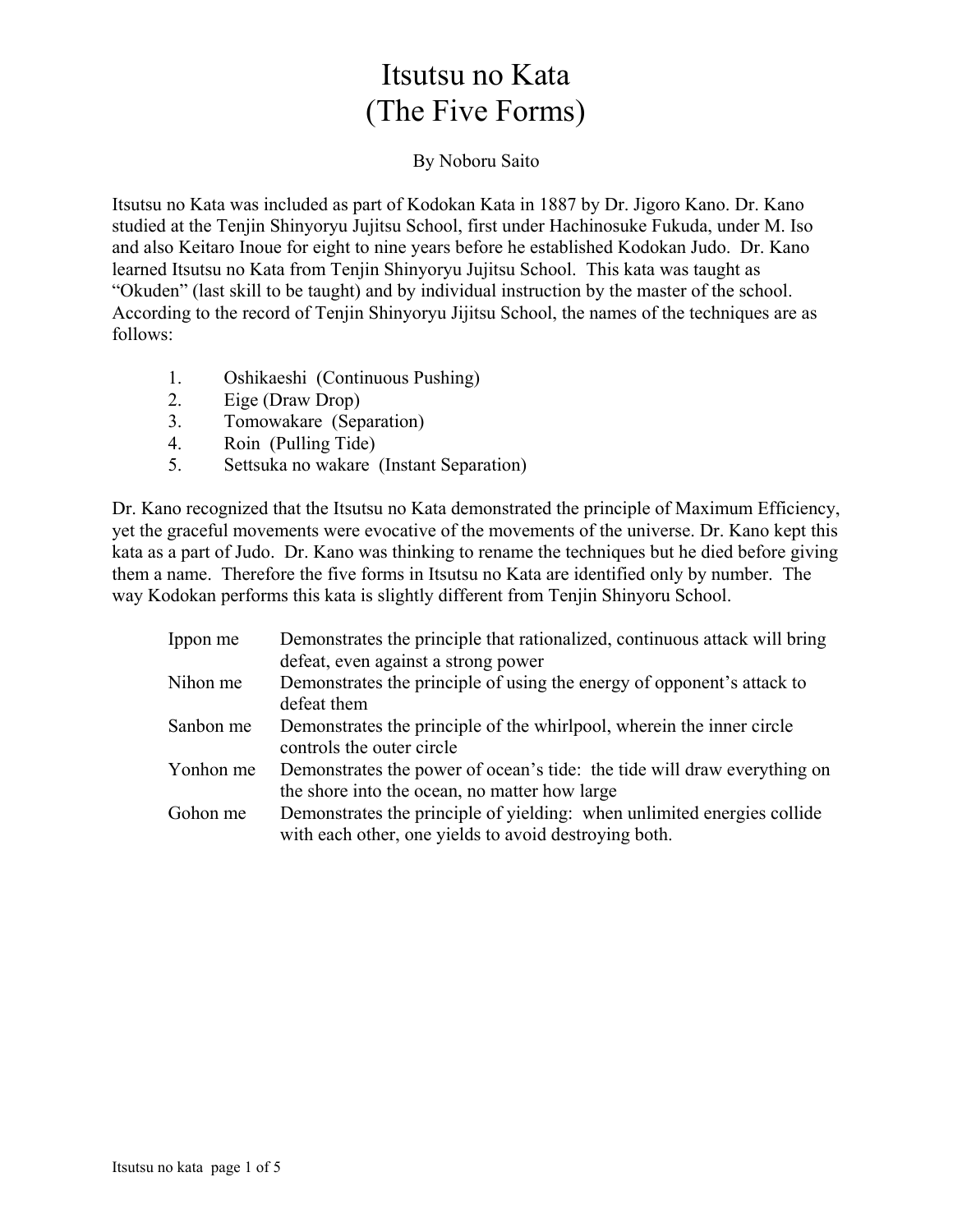# Itsutsu no Kata
# (The Five Forms)

By Noboru Saito

Itsutsu no Kata was included as part of Kodokan Kata in 1887 by Dr. Jigoro Kano. Dr. Kano studied at the Tenjin Shinyoryu Jujitsu School, first under Hachinosuke Fukuda, under M. Iso and also Keitaro Inoue for eight to nine years before he established Kodokan Judo. Dr. Kano learned Itsutsu no Kata from Tenjin Shinyoryu Jujitsu School. This kata was taught as "Okuden" (last skill to be taught) and by individual instruction by the master of the school. According to the record of Tenjin Shinyoryu Jijitsu School, the names of the techniques are as follows:

1. Oshikaeshi (Continuous Pushing)
2. Eige (Draw Drop)
3. Tomowakare (Separation)
4. Roin (Pulling Tide)
5. Settsuka no wakare (Instant Separation)

Dr. Kano recognized that the Itsutsu no Kata demonstrated the principle of Maximum Efficiency, yet the graceful movements were evocative of the movements of the universe. Dr. Kano kept this kata as a part of Judo. Dr. Kano was thinking to rename the techniques but he died before giving them a name. Therefore the five forms in Itsutsu no Kata are identified only by number. The way Kodokan performs this kata is slightly different from Tenjin Shinyoru School.

| | |
|---|---|
| Ippon me | Demonstrates the principle that rationalized, continuous attack will bring defeat, even against a strong power |
| Nihon me | Demonstrates the principle of using the energy of opponent's attack to defeat them |
| Sanbon me | Demonstrates the principle of the whirlpool, wherein the inner circle controls the outer circle |
| Yonhon me | Demonstrates the power of ocean's tide: the tide will draw everything on the shore into the ocean, no matter how large |
| Gohon me | Demonstrates the principle of yielding: when unlimited energies collide with each other, one yields to avoid destroying both. |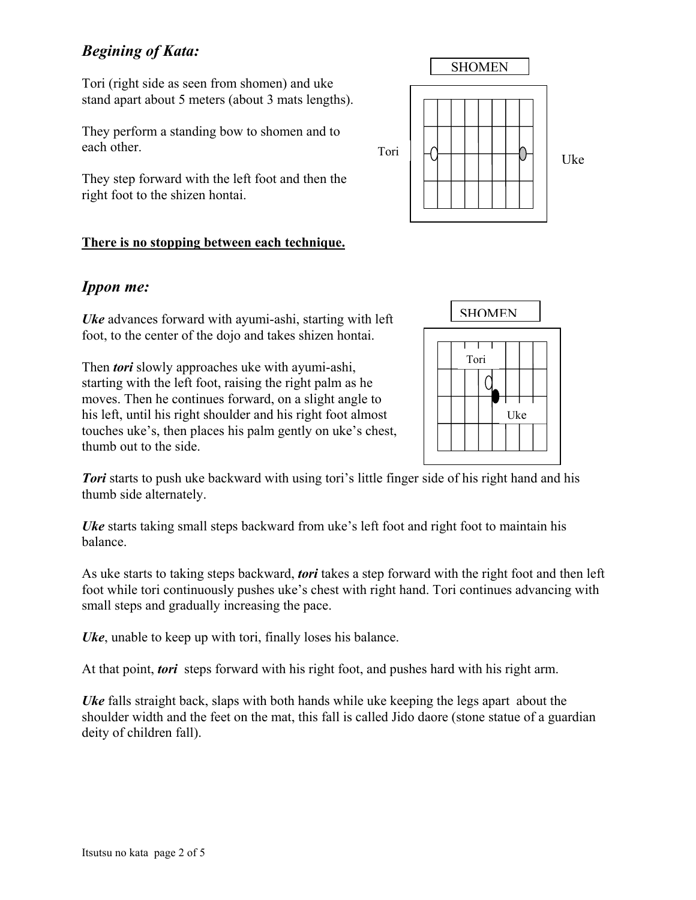## *Begining of Kata:*

Tori (right side as seen from shomen) and uke stand apart about 5 meters (about 3 mats lengths).

They perform a standing bow to shomen and to each other.

They step forward with the left foot and then the right foot to the shizen hontai.

SHOMEN

Tori

Uke

**There is no stopping between each technique.**

## *Ippon me:*

***Uke*** advances forward with ayumi-ashi, starting with left foot, to the center of the dojo and takes shizen hontai.

Then ***tori*** slowly approaches uke with ayumi-ashi, starting with the left foot, raising the right palm as he moves. Then he continues forward, on a slight angle to his left, until his right shoulder and his right foot almost touches uke's, then places his palm gently on uke's chest, thumb out to the side.

SHOMEN

Tori

Uke

***Tori*** starts to push uke backward with using tori's little finger side of his right hand and his thumb side alternately.

***Uke*** starts taking small steps backward from uke's left foot and right foot to maintain his balance.

As uke starts to taking steps backward, ***tori*** takes a step forward with the right foot and then left foot while tori continuously pushes uke's chest with right hand. Tori continues advancing with small steps and gradually increasing the pace.

***Uke***, unable to keep up with tori, finally loses his balance.

At that point, ***tori*** steps forward with his right foot, and pushes hard with his right arm.

***Uke*** falls straight back, slaps with both hands while uke keeping the legs apart about the shoulder width and the feet on the mat, this fall is called Jido daore (stone statue of a guardian deity of children fall).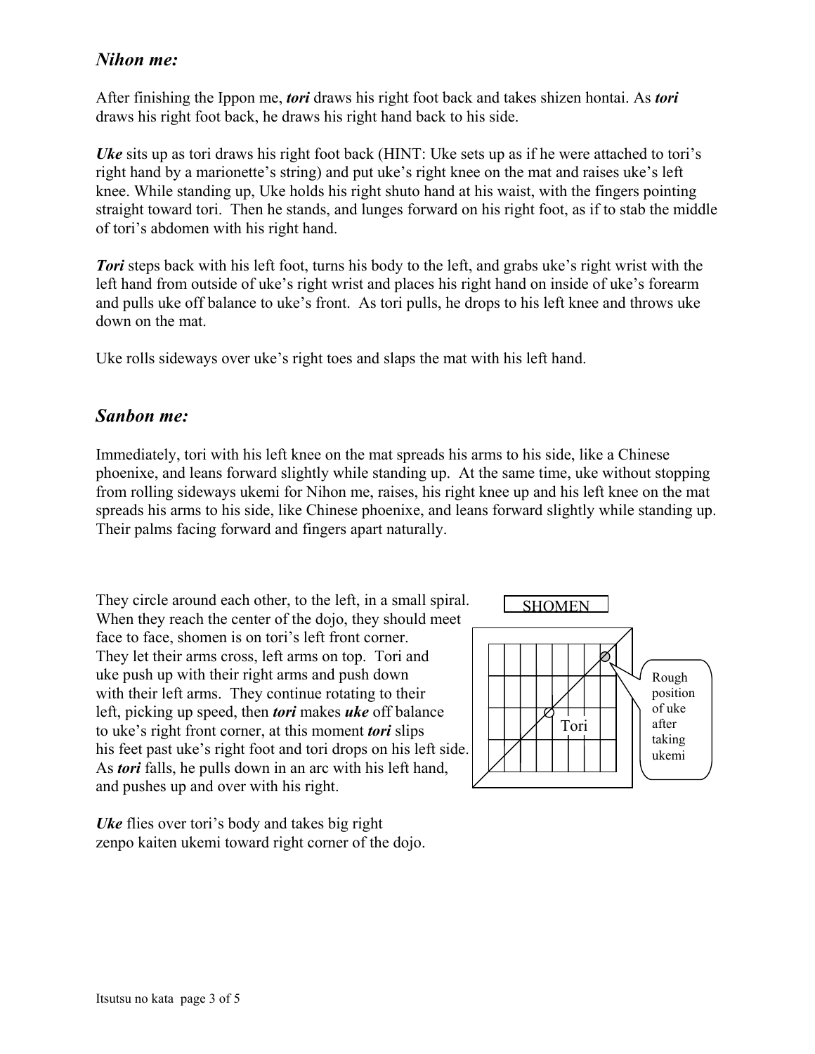## *Nihon me:*

After finishing the Ippon me, ***tori*** draws his right foot back and takes shizen hontai. As ***tori*** draws his right foot back, he draws his right hand back to his side.

***Uke*** sits up as tori draws his right foot back (HINT: Uke sets up as if he were attached to tori's right hand by a marionette's string) and put uke's right knee on the mat and raises uke's left knee. While standing up, Uke holds his right shuto hand at his waist, with the fingers pointing straight toward tori. Then he stands, and lunges forward on his right foot, as if to stab the middle of tori's abdomen with his right hand.

***Tori*** steps back with his left foot, turns his body to the left, and grabs uke's right wrist with the left hand from outside of uke's right wrist and places his right hand on inside of uke's forearm and pulls uke off balance to uke's front. As tori pulls, he drops to his left knee and throws uke down on the mat.

Uke rolls sideways over uke's right toes and slaps the mat with his left hand.

## *Sanbon me:*

Immediately, tori with his left knee on the mat spreads his arms to his side, like a Chinese phoenixe, and leans forward slightly while standing up. At the same time, uke without stopping from rolling sideways ukemi for Nihon me, raises, his right knee up and his left knee on the mat spreads his arms to his side, like Chinese phoenixe, and leans forward slightly while standing up. Their palms facing forward and fingers apart naturally.

They circle around each other, to the left, in a small spiral. When they reach the center of the dojo, they should meet face to face, shomen is on tori's left front corner. They let their arms cross, left arms on top. Tori and uke push up with their right arms and push down with their left arms. They continue rotating to their left, picking up speed, then ***tori*** makes ***uke*** off balance to uke's right front corner, at this moment ***tori*** slips his feet past uke's right foot and tori drops on his left side. As ***tori*** falls, he pulls down in an arc with his left hand, and pushes up and over with his right.

SHOMEN

Tori

Rough position of uke after taking ukemi

***Uke*** flies over tori's body and takes big right zenpo kaiten ukemi toward right corner of the dojo.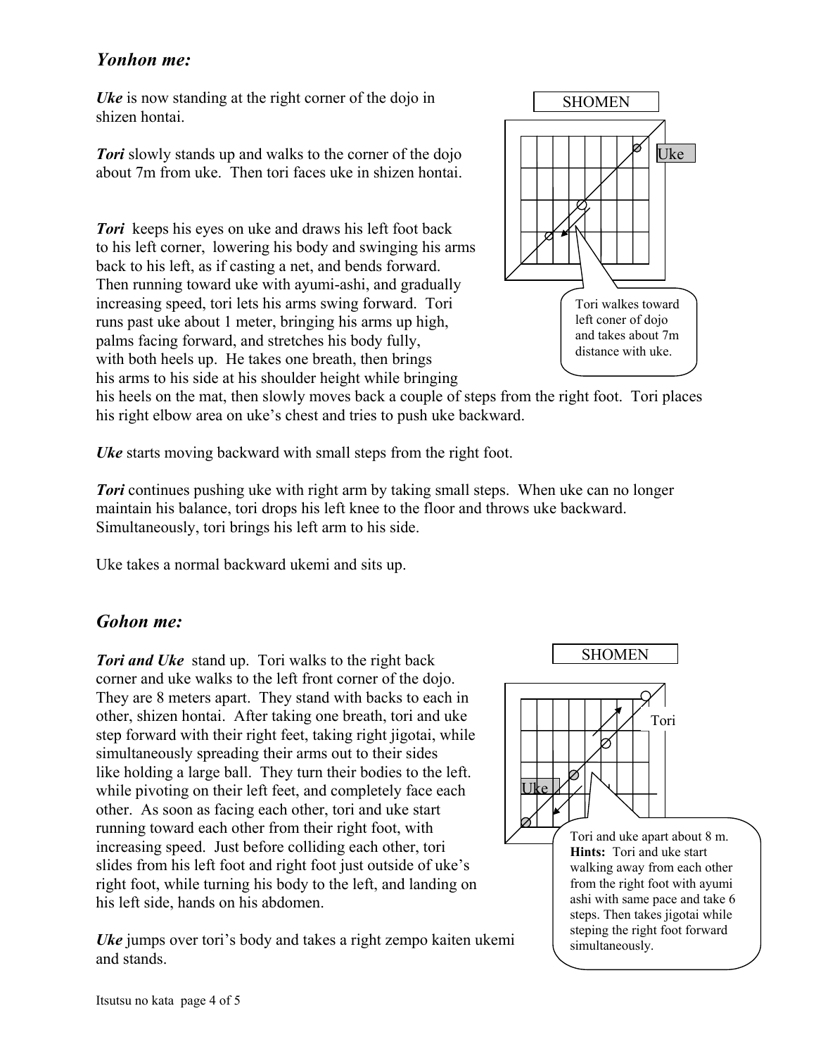## *Yonhon me:*

***Uke*** is now standing at the right corner of the dojo in shizen hontai.

***Tori*** slowly stands up and walks to the corner of the dojo about 7m from uke. Then tori faces uke in shizen hontai.

SHOMEN

Uke

Tori walkes toward left coner of dojo and takes about 7m distance with uke.

***Tori*** keeps his eyes on uke and draws his left foot back to his left corner, lowering his body and swinging his arms back to his left, as if casting a net, and bends forward. Then running toward uke with ayumi-ashi, and gradually increasing speed, tori lets his arms swing forward. Tori runs past uke about 1 meter, bringing his arms up high, palms facing forward, and stretches his body fully, with both heels up. He takes one breath, then brings his arms to his side at his shoulder height while bringing his heels on the mat, then slowly moves back a couple of steps from the right foot. Tori places his right elbow area on uke's chest and tries to push uke backward.

***Uke*** starts moving backward with small steps from the right foot.

***Tori*** continues pushing uke with right arm by taking small steps. When uke can no longer maintain his balance, tori drops his left knee to the floor and throws uke backward. Simultaneously, tori brings his left arm to his side.

Uke takes a normal backward ukemi and sits up.

## *Gohon me:*

***Tori and Uke*** stand up. Tori walks to the right back corner and uke walks to the left front corner of the dojo. They are 8 meters apart. They stand with backs to each in other, shizen hontai. After taking one breath, tori and uke step forward with their right feet, taking right jigotai, while simultaneously spreading their arms out to their sides like holding a large ball. They turn their bodies to the left. while pivoting on their left feet, and completely face each other. As soon as facing each other, tori and uke start running toward each other from their right foot, with increasing speed. Just before colliding each other, tori slides from his left foot and right foot just outside of uke's right foot, while turning his body to the left, and landing on his left side, hands on his abdomen.

SHOMEN

Tori

Uke

Tori and uke apart about 8 m. **Hints:** Tori and uke start walking away from each other from the right foot with ayumi ashi with same pace and take 6 steps. Then takes jigotai while steping the right foot forward simultaneously.

***Uke*** jumps over tori's body and takes a right zempo kaiten ukemi and stands.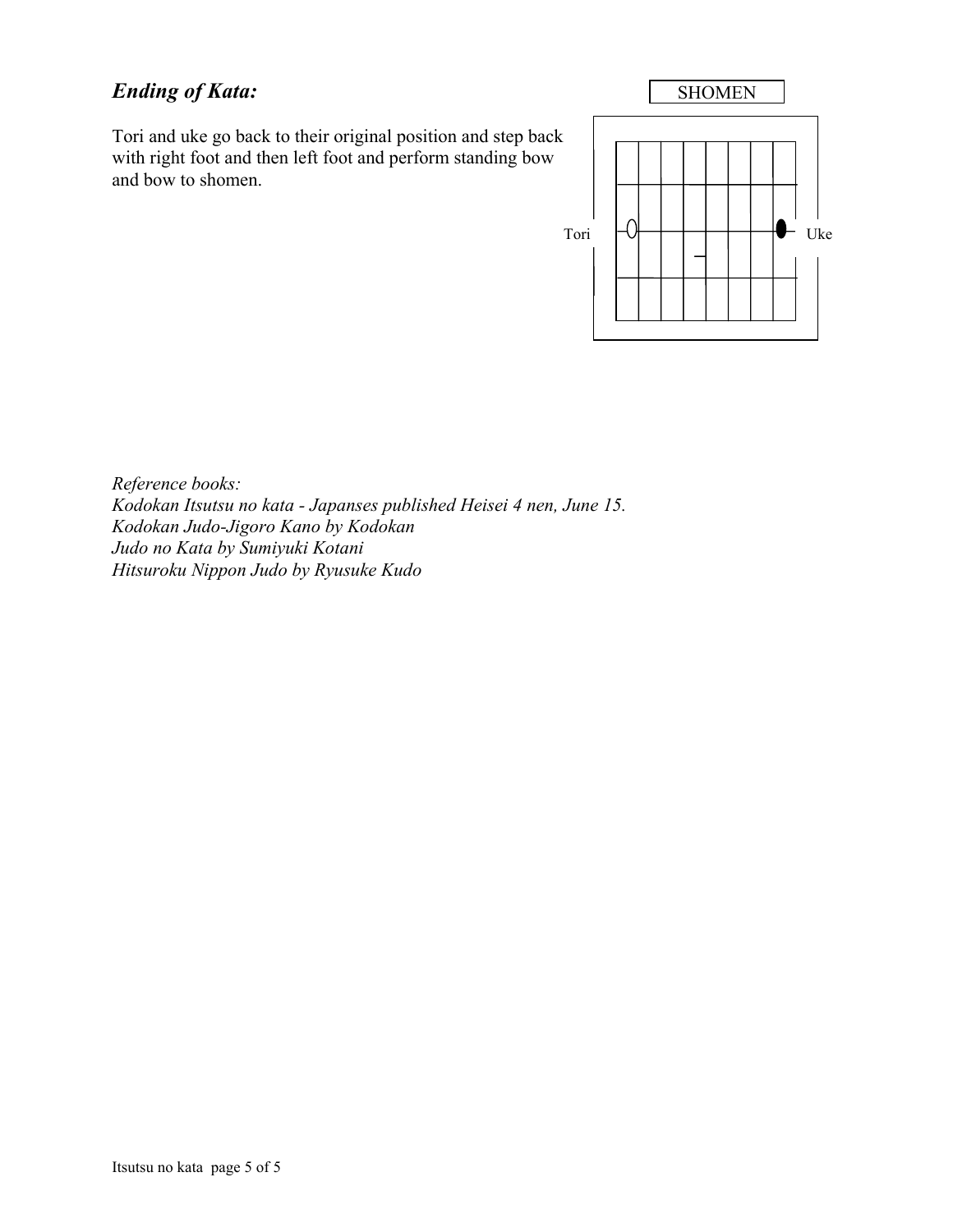## *Ending of Kata:*

Tori and uke go back to their original position and step back with right foot and then left foot and perform standing bow and bow to shomen.

SHOMEN

Tori

Uke

*Reference books:*
*Kodokan Itsutsu no kata - Japanses published Heisei 4 nen, June 15.*
*Kodokan Judo-Jigoro Kano by Kodokan*
*Judo no Kata by Sumiyuki Kotani*
*Hitsuroku Nippon Judo by Ryusuke Kudo*